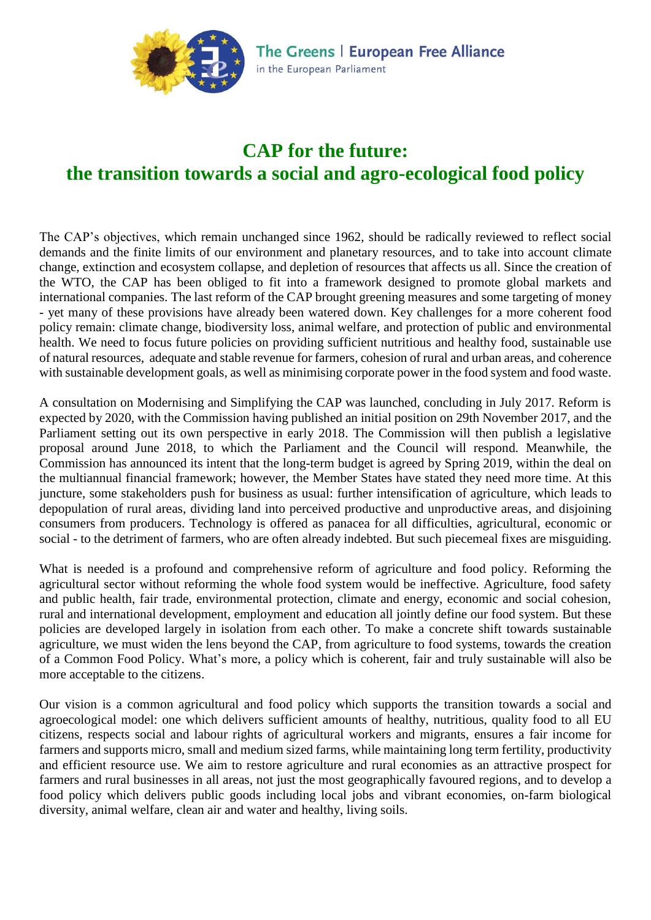The Greens | European Free Alliance
in the European Parliament

# CAP for the future: the transition towards a social and agro-ecological food policy

The CAP's objectives, which remain unchanged since 1962, should be radically reviewed to reflect social demands and the finite limits of our environment and planetary resources, and to take into account climate change, extinction and ecosystem collapse, and depletion of resources that affects us all. Since the creation of the WTO, the CAP has been obliged to fit into a framework designed to promote global markets and international companies. The last reform of the CAP brought greening measures and some targeting of money - yet many of these provisions have already been watered down. Key challenges for a more coherent food policy remain: climate change, biodiversity loss, animal welfare, and protection of public and environmental health. We need to focus future policies on providing sufficient nutritious and healthy food, sustainable use of natural resources, adequate and stable revenue for farmers, cohesion of rural and urban areas, and coherence with sustainable development goals, as well as minimising corporate power in the food system and food waste.

A consultation on Modernising and Simplifying the CAP was launched, concluding in July 2017. Reform is expected by 2020, with the Commission having published an initial position on 29th November 2017, and the Parliament setting out its own perspective in early 2018. The Commission will then publish a legislative proposal around June 2018, to which the Parliament and the Council will respond. Meanwhile, the Commission has announced its intent that the long-term budget is agreed by Spring 2019, within the deal on the multiannual financial framework; however, the Member States have stated they need more time. At this juncture, some stakeholders push for business as usual: further intensification of agriculture, which leads to depopulation of rural areas, dividing land into perceived productive and unproductive areas, and disjoining consumers from producers. Technology is offered as panacea for all difficulties, agricultural, economic or social - to the detriment of farmers, who are often already indebted. But such piecemeal fixes are misguiding.

What is needed is a profound and comprehensive reform of agriculture and food policy. Reforming the agricultural sector without reforming the whole food system would be ineffective. Agriculture, food safety and public health, fair trade, environmental protection, climate and energy, economic and social cohesion, rural and international development, employment and education all jointly define our food system. But these policies are developed largely in isolation from each other. To make a concrete shift towards sustainable agriculture, we must widen the lens beyond the CAP, from agriculture to food systems, towards the creation of a Common Food Policy. What's more, a policy which is coherent, fair and truly sustainable will also be more acceptable to the citizens.

Our vision is a common agricultural and food policy which supports the transition towards a social and agroecological model: one which delivers sufficient amounts of healthy, nutritious, quality food to all EU citizens, respects social and labour rights of agricultural workers and migrants, ensures a fair income for farmers and supports micro, small and medium sized farms, while maintaining long term fertility, productivity and efficient resource use. We aim to restore agriculture and rural economies as an attractive prospect for farmers and rural businesses in all areas, not just the most geographically favoured regions, and to develop a food policy which delivers public goods including local jobs and vibrant economies, on-farm biological diversity, animal welfare, clean air and water and healthy, living soils.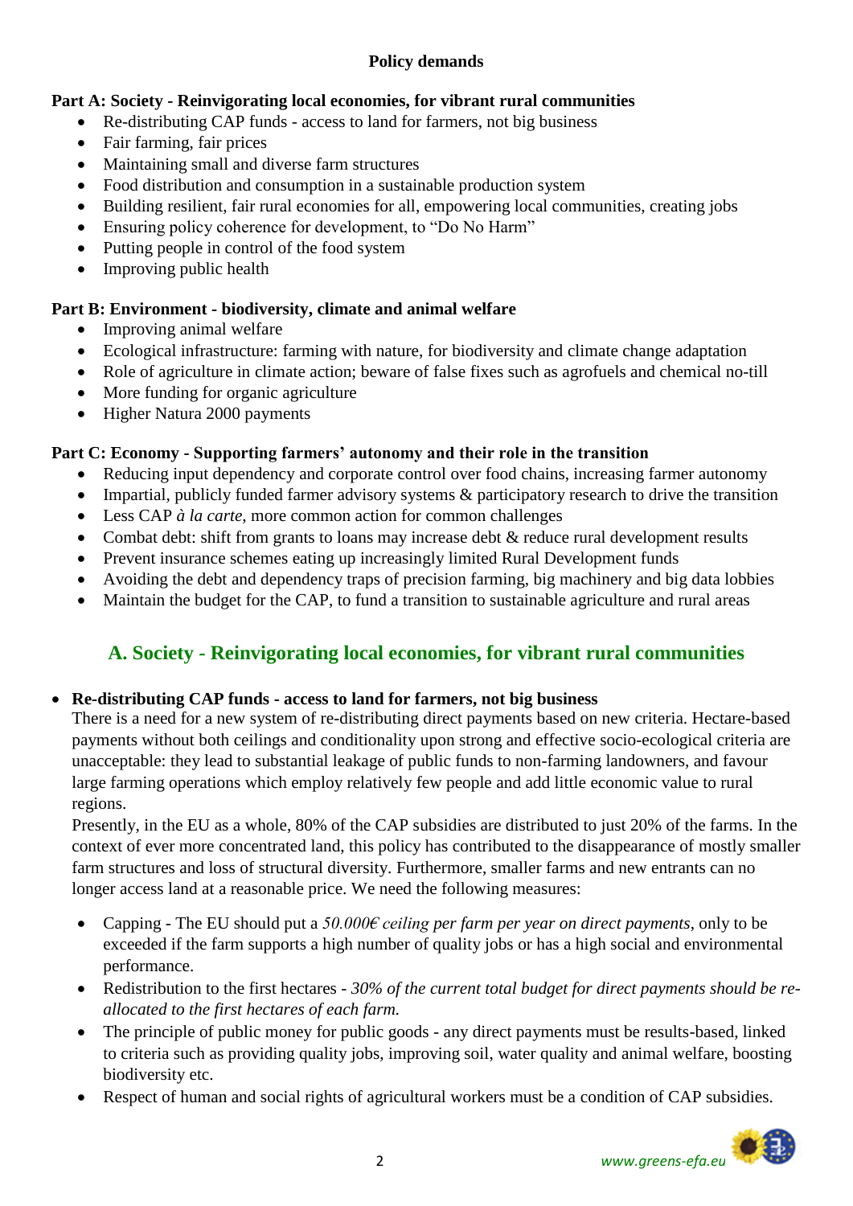**Policy demands**

**Part A: Society - Reinvigorating local economies, for vibrant rural communities**

- Re-distributing CAP funds - access to land for farmers, not big business
- Fair farming, fair prices
- Maintaining small and diverse farm structures
- Food distribution and consumption in a sustainable production system
- Building resilient, fair rural economies for all, empowering local communities, creating jobs
- Ensuring policy coherence for development, to "Do No Harm"
- Putting people in control of the food system
- Improving public health

**Part B: Environment - biodiversity, climate and animal welfare**

- Improving animal welfare
- Ecological infrastructure: farming with nature, for biodiversity and climate change adaptation
- Role of agriculture in climate action; beware of false fixes such as agrofuels and chemical no-till
- More funding for organic agriculture
- Higher Natura 2000 payments

**Part C: Economy - Supporting farmers' autonomy and their role in the transition**

- Reducing input dependency and corporate control over food chains, increasing farmer autonomy
- Impartial, publicly funded farmer advisory systems & participatory research to drive the transition
- Less CAP *à la carte*, more common action for common challenges
- Combat debt: shift from grants to loans may increase debt & reduce rural development results
- Prevent insurance schemes eating up increasingly limited Rural Development funds
- Avoiding the debt and dependency traps of precision farming, big machinery and big data lobbies
- Maintain the budget for the CAP, to fund a transition to sustainable agriculture and rural areas

## A. Society - Reinvigorating local economies, for vibrant rural communities

- **Re-distributing CAP funds - access to land for farmers, not big business**

  There is a need for a new system of re-distributing direct payments based on new criteria. Hectare-based payments without both ceilings and conditionality upon strong and effective socio-ecological criteria are unacceptable: they lead to substantial leakage of public funds to non-farming landowners, and favour large farming operations which employ relatively few people and add little economic value to rural regions.

  Presently, in the EU as a whole, 80% of the CAP subsidies are distributed to just 20% of the farms. In the context of ever more concentrated land, this policy has contributed to the disappearance of mostly smaller farm structures and loss of structural diversity. Furthermore, smaller farms and new entrants can no longer access land at a reasonable price. We need the following measures:

  - Capping - The EU should put a *50.000€ ceiling per farm per year on direct payments*, only to be exceeded if the farm supports a high number of quality jobs or has a high social and environmental performance.
  - Redistribution to the first hectares - *30% of the current total budget for direct payments should be re-allocated to the first hectares of each farm.*
  - The principle of public money for public goods - any direct payments must be results-based, linked to criteria such as providing quality jobs, improving soil, water quality and animal welfare, boosting biodiversity etc.
  - Respect of human and social rights of agricultural workers must be a condition of CAP subsidies.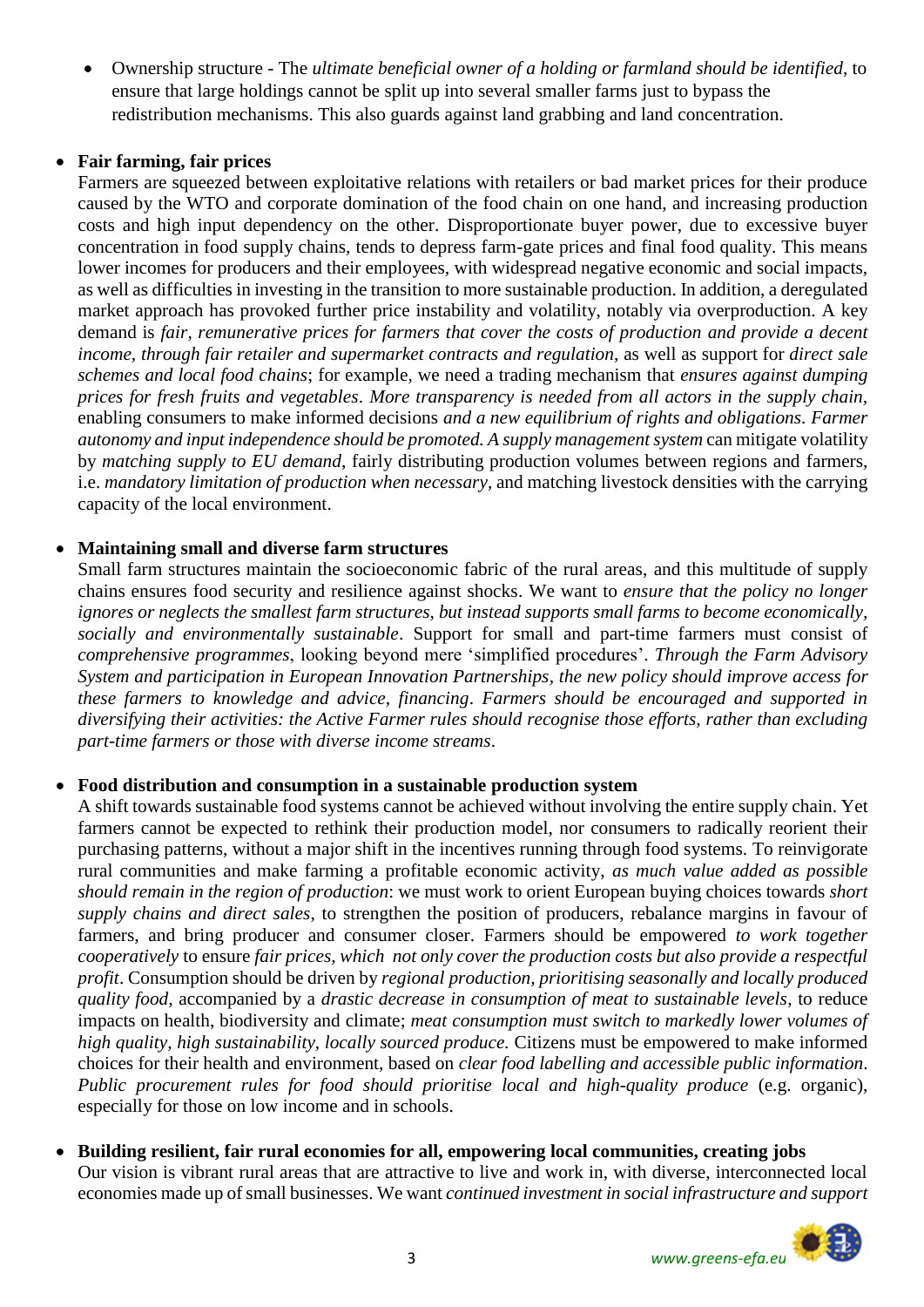- Ownership structure - The *ultimate beneficial owner of a holding or farmland should be identified*, to ensure that large holdings cannot be split up into several smaller farms just to bypass the redistribution mechanisms. This also guards against land grabbing and land concentration.

- **Fair farming, fair prices**

  Farmers are squeezed between exploitative relations with retailers or bad market prices for their produce caused by the WTO and corporate domination of the food chain on one hand, and increasing production costs and high input dependency on the other. Disproportionate buyer power, due to excessive buyer concentration in food supply chains, tends to depress farm-gate prices and final food quality. This means lower incomes for producers and their employees, with widespread negative economic and social impacts, as well as difficulties in investing in the transition to more sustainable production. In addition, a deregulated market approach has provoked further price instability and volatility, notably via overproduction. A key demand is *fair, remunerative prices for farmers that cover the costs of production and provide a decent income, through fair retailer and supermarket contracts and regulation*, as well as support for *direct sale schemes and local food chains*; for example, we need a trading mechanism that *ensures against dumping prices for fresh fruits and vegetables*. *More transparency is needed from all actors in the supply chain*, enabling consumers to make informed decisions *and a new equilibrium of rights and obligations*. *Farmer autonomy and input independence should be promoted. A supply management system* can mitigate volatility by *matching supply to EU demand*, fairly distributing production volumes between regions and farmers, i.e. *mandatory limitation of production when necessary*, and matching livestock densities with the carrying capacity of the local environment.

- **Maintaining small and diverse farm structures**

  Small farm structures maintain the socioeconomic fabric of the rural areas, and this multitude of supply chains ensures food security and resilience against shocks. We want to *ensure that the policy no longer ignores or neglects the smallest farm structures, but instead supports small farms to become economically, socially and environmentally sustainable*. Support for small and part-time farmers must consist of *comprehensive programmes*, looking beyond mere 'simplified procedures'. *Through the Farm Advisory System and participation in European Innovation Partnerships, the new policy should improve access for these farmers to knowledge and advice, financing*. *Farmers should be encouraged and supported in diversifying their activities: the Active Farmer rules should recognise those efforts, rather than excluding part-time farmers or those with diverse income streams*.

- **Food distribution and consumption in a sustainable production system**

  A shift towards sustainable food systems cannot be achieved without involving the entire supply chain. Yet farmers cannot be expected to rethink their production model, nor consumers to radically reorient their purchasing patterns, without a major shift in the incentives running through food systems. To reinvigorate rural communities and make farming a profitable economic activity, *as much value added as possible should remain in the region of production*: we must work to orient European buying choices towards *short supply chains and direct sales*, to strengthen the position of producers, rebalance margins in favour of farmers, and bring producer and consumer closer. Farmers should be empowered *to work together cooperatively* to ensure *fair prices, which not only cover the production costs but also provide a respectful profit*. Consumption should be driven by *regional production, prioritising seasonally and locally produced quality food,* accompanied by a *drastic decrease in consumption of meat to sustainable levels*, to reduce impacts on health, biodiversity and climate; *meat consumption must switch to markedly lower volumes of high quality, high sustainability, locally sourced produce.* Citizens must be empowered to make informed choices for their health and environment, based on *clear food labelling and accessible public information*. *Public procurement rules for food should prioritise local and high-quality produce* (e.g. organic), especially for those on low income and in schools.

- **Building resilient, fair rural economies for all, empowering local communities, creating jobs**

  Our vision is vibrant rural areas that are attractive to live and work in, with diverse, interconnected local economies made up of small businesses. We want *continued investment in social infrastructure and support*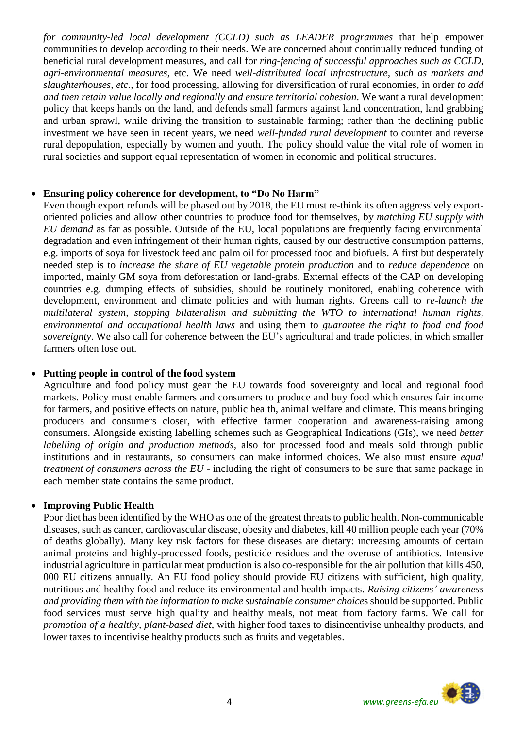*for community-led local development (CCLD) such as LEADER programmes* that help empower communities to develop according to their needs. We are concerned about continually reduced funding of beneficial rural development measures, and call for *ring-fencing of successful approaches such as CCLD, agri-environmental measures*, etc. We need *well-distributed local infrastructure, such as markets and slaughterhouses, etc.,* for food processing, allowing for diversification of rural economies, in order *to add and then retain value locally and regionally and ensure territorial cohesion*. We want a rural development policy that keeps hands on the land, and defends small farmers against land concentration, land grabbing and urban sprawl, while driving the transition to sustainable farming; rather than the declining public investment we have seen in recent years, we need *well-funded rural development* to counter and reverse rural depopulation, especially by women and youth. The policy should value the vital role of women in rural societies and support equal representation of women in economic and political structures.

- **Ensuring policy coherence for development, to "Do No Harm"**
  Even though export refunds will be phased out by 2018, the EU must re-think its often aggressively export-oriented policies and allow other countries to produce food for themselves, by *matching EU supply with EU demand* as far as possible. Outside of the EU, local populations are frequently facing environmental degradation and even infringement of their human rights, caused by our destructive consumption patterns, e.g. imports of soya for livestock feed and palm oil for processed food and biofuels. A first but desperately needed step is to *increase the share of EU vegetable protein production* and to *reduce dependence* on imported, mainly GM soya from deforestation or land-grabs. External effects of the CAP on developing countries e.g. dumping effects of subsidies, should be routinely monitored, enabling coherence with development, environment and climate policies and with human rights. Greens call to *re-launch the multilateral system, stopping bilateralism and submitting the WTO to international human rights, environmental and occupational health laws* and using them to *guarantee the right to food and food sovereignty*. We also call for coherence between the EU's agricultural and trade policies, in which smaller farmers often lose out.

- **Putting people in control of the food system**
  Agriculture and food policy must gear the EU towards food sovereignty and local and regional food markets. Policy must enable farmers and consumers to produce and buy food which ensures fair income for farmers, and positive effects on nature, public health, animal welfare and climate. This means bringing producers and consumers closer, with effective farmer cooperation and awareness-raising among consumers. Alongside existing labelling schemes such as Geographical Indications (GIs), we need *better labelling of origin and production methods*, also for processed food and meals sold through public institutions and in restaurants, so consumers can make informed choices. We also must ensure *equal treatment of consumers across the EU* - including the right of consumers to be sure that same package in each member state contains the same product.

- **Improving Public Health**
  Poor diet has been identified by the WHO as one of the greatest threats to public health. Non-communicable diseases, such as cancer, cardiovascular disease, obesity and diabetes, kill 40 million people each year (70% of deaths globally). Many key risk factors for these diseases are dietary: increasing amounts of certain animal proteins and highly-processed foods, pesticide residues and the overuse of antibiotics. Intensive industrial agriculture in particular meat production is also co-responsible for the air pollution that kills 450, 000 EU citizens annually. An EU food policy should provide EU citizens with sufficient, high quality, nutritious and healthy food and reduce its environmental and health impacts. *Raising citizens' awareness and providing them with the information to make sustainable consumer choice*s should be supported. Public food services must serve high quality and healthy meals, not meat from factory farms. We call for *promotion of a healthy, plant-based diet*, with higher food taxes to disincentivise unhealthy products, and lower taxes to incentivise healthy products such as fruits and vegetables.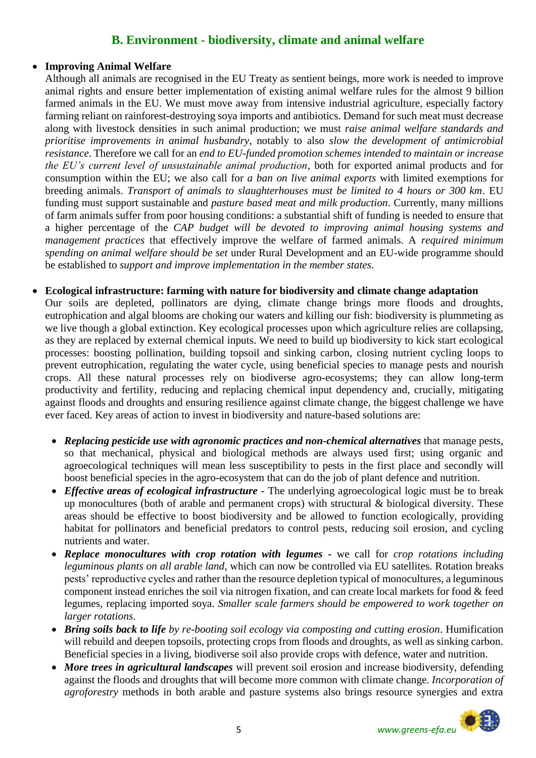## B. Environment - biodiversity, climate and animal welfare

- **Improving Animal Welfare**
  Although all animals are recognised in the EU Treaty as sentient beings, more work is needed to improve animal rights and ensure better implementation of existing animal welfare rules for the almost 9 billion farmed animals in the EU. We must move away from intensive industrial agriculture, especially factory farming reliant on rainforest-destroying soya imports and antibiotics. Demand for such meat must decrease along with livestock densities in such animal production; we must *raise animal welfare standards and prioritise improvements in animal husbandry*, notably to also *slow the development of antimicrobial resistance*. Therefore we call for an *end to EU-funded promotion schemes intended to maintain or increase the EU's current level of unsustainable animal production*, both for exported animal products and for consumption within the EU; we also call for *a ban on live animal exports* with limited exemptions for breeding animals. *Transport of animals to slaughterhouses must be limited to 4 hours or 300 km*. EU funding must support sustainable and *pasture based meat and milk production*. Currently, many millions of farm animals suffer from poor housing conditions: a substantial shift of funding is needed to ensure that a higher percentage of the *CAP budget will be devoted to improving animal housing systems and management practices* that effectively improve the welfare of farmed animals. A *required minimum spending on animal welfare should be set* under Rural Development and an EU-wide programme should be established to *support and improve implementation in the member states*.

- **Ecological infrastructure: farming with nature for biodiversity and climate change adaptation**
  Our soils are depleted, pollinators are dying, climate change brings more floods and droughts, eutrophication and algal blooms are choking our waters and killing our fish: biodiversity is plummeting as we live though a global extinction. Key ecological processes upon which agriculture relies are collapsing, as they are replaced by external chemical inputs. We need to build up biodiversity to kick start ecological processes: boosting pollination, building topsoil and sinking carbon, closing nutrient cycling loops to prevent eutrophication, regulating the water cycle, using beneficial species to manage pests and nourish crops. All these natural processes rely on biodiverse agro-ecosystems; they can allow long-term productivity and fertility, reducing and replacing chemical input dependency and, crucially, mitigating against floods and droughts and ensuring resilience against climate change, the biggest challenge we have ever faced. Key areas of action to invest in biodiversity and nature-based solutions are:

  - ***Replacing pesticide use with agronomic practices and non-chemical alternatives*** that manage pests, so that mechanical, physical and biological methods are always used first; using organic and agroecological techniques will mean less susceptibility to pests in the first place and secondly will boost beneficial species in the agro-ecosystem that can do the job of plant defence and nutrition.
  - ***Effective areas of ecological infrastructure*** - The underlying agroecological logic must be to break up monocultures (both of arable and permanent crops) with structural & biological diversity. These areas should be effective to boost biodiversity and be allowed to function ecologically, providing habitat for pollinators and beneficial predators to control pests, reducing soil erosion, and cycling nutrients and water.
  - ***Replace monocultures with crop rotation with legumes*** - we call for *crop rotations including leguminous plants on all arable land*, which can now be controlled via EU satellites. Rotation breaks pests' reproductive cycles and rather than the resource depletion typical of monocultures, a leguminous component instead enriches the soil via nitrogen fixation, and can create local markets for food & feed legumes, replacing imported soya. *Smaller scale farmers should be empowered to work together on larger rotations*.
  - ***Bring soils back to life*** *by re-booting soil ecology via composting and cutting erosion*. Humification will rebuild and deepen topsoils, protecting crops from floods and droughts, as well as sinking carbon. Beneficial species in a living, biodiverse soil also provide crops with defence, water and nutrition.
  - ***More trees in agricultural landscapes*** will prevent soil erosion and increase biodiversity, defending against the floods and droughts that will become more common with climate change. *Incorporation of agroforestry* methods in both arable and pasture systems also brings resource synergies and extra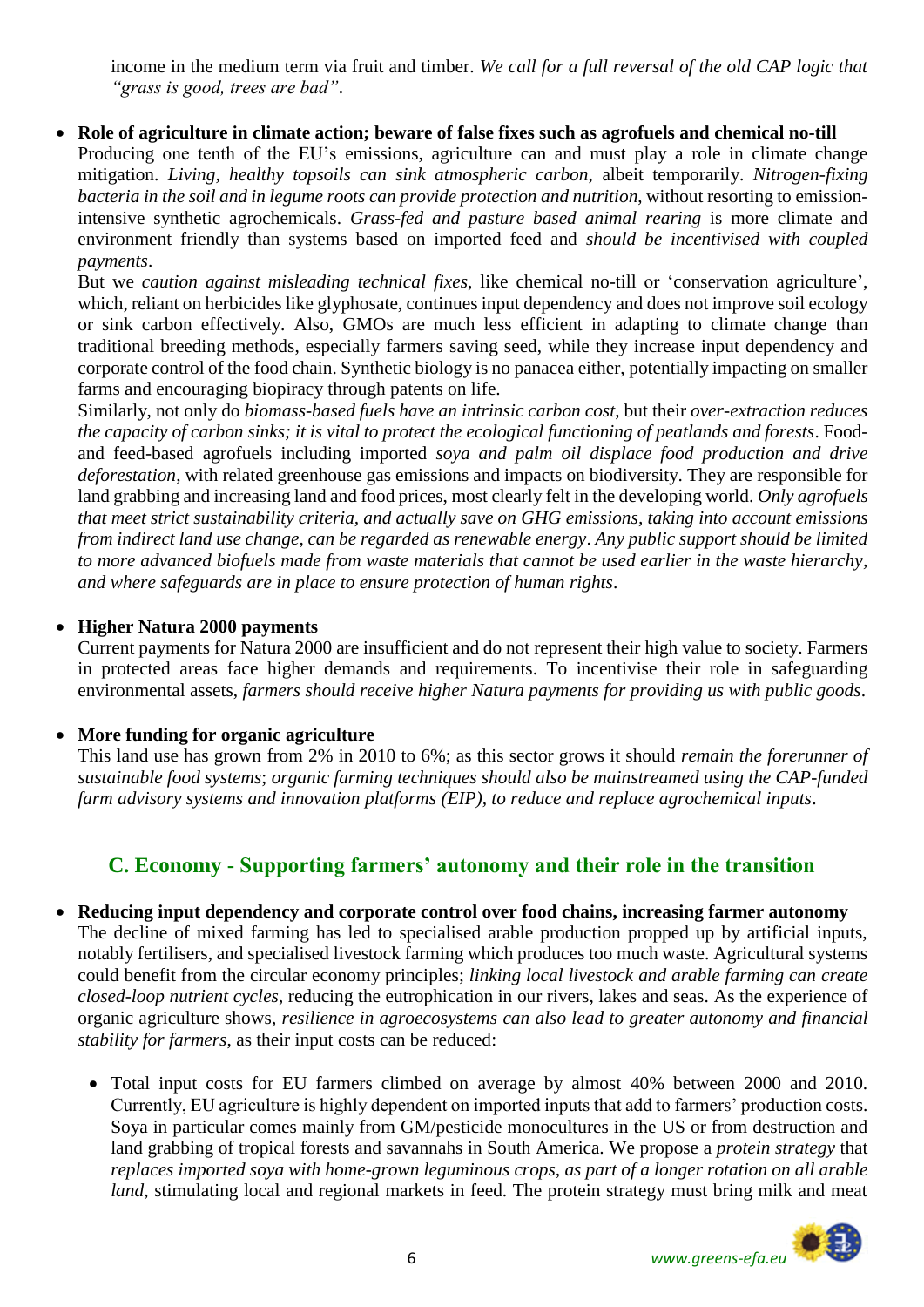income in the medium term via fruit and timber. *We call for a full reversal of the old CAP logic that "grass is good, trees are bad"*.

- **Role of agriculture in climate action; beware of false fixes such as agrofuels and chemical no-till**
  Producing one tenth of the EU's emissions, agriculture can and must play a role in climate change mitigation. *Living, healthy topsoils can sink atmospheric carbon*, albeit temporarily. *Nitrogen-fixing bacteria in the soil and in legume roots can provide protection and nutrition*, without resorting to emission-intensive synthetic agrochemicals. *Grass-fed and pasture based animal rearing* is more climate and environment friendly than systems based on imported feed and *should be incentivised with coupled payments*.
  But we *caution against misleading technical fixes*, like chemical no-till or 'conservation agriculture', which, reliant on herbicides like glyphosate, continues input dependency and does not improve soil ecology or sink carbon effectively. Also, GMOs are much less efficient in adapting to climate change than traditional breeding methods, especially farmers saving seed, while they increase input dependency and corporate control of the food chain. Synthetic biology is no panacea either, potentially impacting on smaller farms and encouraging biopiracy through patents on life.
  Similarly, not only do *biomass-based fuels have an intrinsic carbon cost*, but their *over-extraction reduces the capacity of carbon sinks; it is vital to protect the ecological functioning of peatlands and forests*. Food- and feed-based agrofuels including imported *soya and palm oil displace food production and drive deforestation*, with related greenhouse gas emissions and impacts on biodiversity. They are responsible for land grabbing and increasing land and food prices, most clearly felt in the developing world. *Only agrofuels that meet strict sustainability criteria, and actually save on GHG emissions, taking into account emissions from indirect land use change, can be regarded as renewable energy*. *Any public support should be limited to more advanced biofuels made from waste materials that cannot be used earlier in the waste hierarchy, and where safeguards are in place to ensure protection of human rights*.

- **Higher Natura 2000 payments**
  Current payments for Natura 2000 are insufficient and do not represent their high value to society. Farmers in protected areas face higher demands and requirements. To incentivise their role in safeguarding environmental assets, *farmers should receive higher Natura payments for providing us with public goods*.

- **More funding for organic agriculture**
  This land use has grown from 2% in 2010 to 6%; as this sector grows it should *remain the forerunner of sustainable food systems*; *organic farming techniques should also be mainstreamed using the CAP-funded farm advisory systems and innovation platforms (EIP), to reduce and replace agrochemical inputs*.

## C. Economy - Supporting farmers' autonomy and their role in the transition

- **Reducing input dependency and corporate control over food chains, increasing farmer autonomy**
  The decline of mixed farming has led to specialised arable production propped up by artificial inputs, notably fertilisers, and specialised livestock farming which produces too much waste. Agricultural systems could benefit from the circular economy principles; *linking local livestock and arable farming can create closed-loop nutrient cycles*, reducing the eutrophication in our rivers, lakes and seas. As the experience of organic agriculture shows, *resilience in agroecosystems can also lead to greater autonomy and financial stability for farmers*, as their input costs can be reduced:

  - Total input costs for EU farmers climbed on average by almost 40% between 2000 and 2010. Currently, EU agriculture is highly dependent on imported inputs that add to farmers' production costs. Soya in particular comes mainly from GM/pesticide monocultures in the US or from destruction and land grabbing of tropical forests and savannahs in South America. We propose a *protein strategy* that *replaces imported soya with home-grown leguminous crops, as part of a longer rotation on all arable land*, stimulating local and regional markets in feed. The protein strategy must bring milk and meat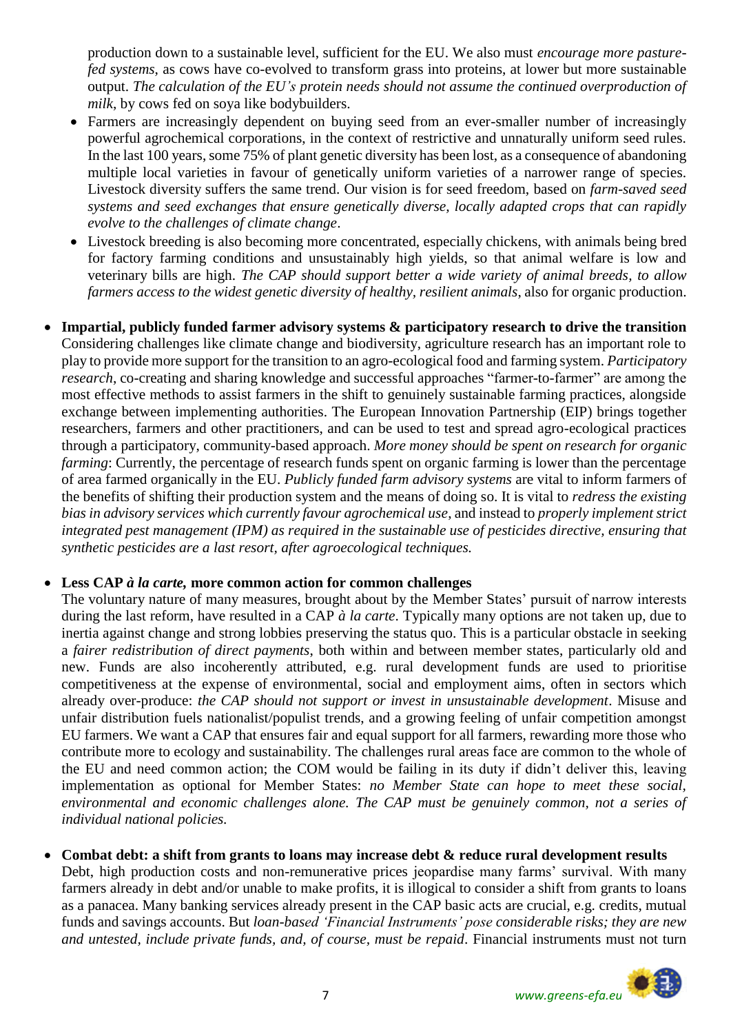production down to a sustainable level, sufficient for the EU. We also must *encourage more pasture-fed systems*, as cows have co-evolved to transform grass into proteins, at lower but more sustainable output. *The calculation of the EU's protein needs should not assume the continued overproduction of milk*, by cows fed on soya like bodybuilders.

- Farmers are increasingly dependent on buying seed from an ever-smaller number of increasingly powerful agrochemical corporations, in the context of restrictive and unnaturally uniform seed rules. In the last 100 years, some 75% of plant genetic diversity has been lost, as a consequence of abandoning multiple local varieties in favour of genetically uniform varieties of a narrower range of species. Livestock diversity suffers the same trend. Our vision is for seed freedom, based on *farm-saved seed systems and seed exchanges that ensure genetically diverse, locally adapted crops that can rapidly evolve to the challenges of climate change*.
- Livestock breeding is also becoming more concentrated, especially chickens, with animals being bred for factory farming conditions and unsustainably high yields, so that animal welfare is low and veterinary bills are high. *The CAP should support better a wide variety of animal breeds, to allow farmers access to the widest genetic diversity of healthy, resilient animals*, also for organic production.

- **Impartial, publicly funded farmer advisory systems & participatory research to drive the transition**
  Considering challenges like climate change and biodiversity, agriculture research has an important role to play to provide more support for the transition to an agro-ecological food and farming system. *Participatory research*, co-creating and sharing knowledge and successful approaches "farmer-to-farmer" are among the most effective methods to assist farmers in the shift to genuinely sustainable farming practices, alongside exchange between implementing authorities. The European Innovation Partnership (EIP) brings together researchers, farmers and other practitioners, and can be used to test and spread agro-ecological practices through a participatory, community-based approach. *More money should be spent on research for organic farming*: Currently, the percentage of research funds spent on organic farming is lower than the percentage of area farmed organically in the EU. *Publicly funded farm advisory systems* are vital to inform farmers of the benefits of shifting their production system and the means of doing so. It is vital to *redress the existing bias in advisory services which currently favour agrochemical use*, and instead to *properly implement strict integrated pest management (IPM) as required in the sustainable use of pesticides directive, ensuring that synthetic pesticides are a last resort, after agroecological techniques.*

- **Less CAP *à la carte*, more common action for common challenges**
  The voluntary nature of many measures, brought about by the Member States' pursuit of narrow interests during the last reform, have resulted in a CAP *à la carte*. Typically many options are not taken up, due to inertia against change and strong lobbies preserving the status quo. This is a particular obstacle in seeking a *fairer redistribution of direct payments*, both within and between member states, particularly old and new. Funds are also incoherently attributed, e.g. rural development funds are used to prioritise competitiveness at the expense of environmental, social and employment aims, often in sectors which already over-produce: *the CAP should not support or invest in unsustainable development*. Misuse and unfair distribution fuels nationalist/populist trends, and a growing feeling of unfair competition amongst EU farmers. We want a CAP that ensures fair and equal support for all farmers, rewarding more those who contribute more to ecology and sustainability. The challenges rural areas face are common to the whole of the EU and need common action; the COM would be failing in its duty if didn't deliver this, leaving implementation as optional for Member States: *no Member State can hope to meet these social, environmental and economic challenges alone. The CAP must be genuinely common, not a series of individual national policies.*

- **Combat debt: a shift from grants to loans may increase debt & reduce rural development results**
  Debt, high production costs and non-remunerative prices jeopardise many farms' survival. With many farmers already in debt and/or unable to make profits, it is illogical to consider a shift from grants to loans as a panacea. Many banking services already present in the CAP basic acts are crucial, e.g. credits, mutual funds and savings accounts. But *loan-based 'Financial Instruments' pose considerable risks; they are new and untested, include private funds, and, of course, must be repaid*. Financial instruments must not turn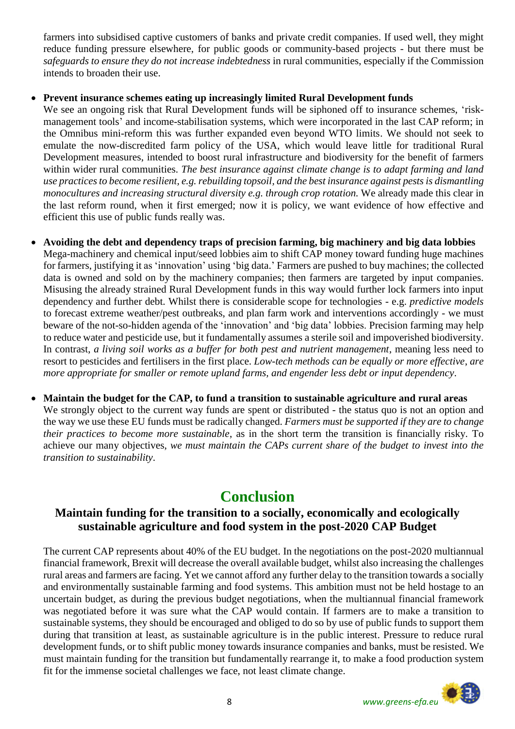farmers into subsidised captive customers of banks and private credit companies. If used well, they might reduce funding pressure elsewhere, for public goods or community-based projects - but there must be *safeguards to ensure they do not increase indebtedness* in rural communities, especially if the Commission intends to broaden their use.

- **Prevent insurance schemes eating up increasingly limited Rural Development funds**
  We see an ongoing risk that Rural Development funds will be siphoned off to insurance schemes, 'risk-management tools' and income-stabilisation systems, which were incorporated in the last CAP reform; in the Omnibus mini-reform this was further expanded even beyond WTO limits. We should not seek to emulate the now-discredited farm policy of the USA, which would leave little for traditional Rural Development measures, intended to boost rural infrastructure and biodiversity for the benefit of farmers within wider rural communities. *The best insurance against climate change is to adapt farming and land use practices to become resilient, e.g. rebuilding topsoil, and the best insurance against pests is dismantling monocultures and increasing structural diversity e.g. through crop rotation.* We already made this clear in the last reform round, when it first emerged; now it is policy, we want evidence of how effective and efficient this use of public funds really was.

- **Avoiding the debt and dependency traps of precision farming, big machinery and big data lobbies**
  Mega-machinery and chemical input/seed lobbies aim to shift CAP money toward funding huge machines for farmers, justifying it as 'innovation' using 'big data.' Farmers are pushed to buy machines; the collected data is owned and sold on by the machinery companies; then farmers are targeted by input companies. Misusing the already strained Rural Development funds in this way would further lock farmers into input dependency and further debt. Whilst there is considerable scope for technologies - e.g. *predictive models* to forecast extreme weather/pest outbreaks, and plan farm work and interventions accordingly - we must beware of the not-so-hidden agenda of the 'innovation' and 'big data' lobbies. Precision farming may help to reduce water and pesticide use, but it fundamentally assumes a sterile soil and impoverished biodiversity. In contrast, *a living soil works as a buffer for both pest and nutrient management*, meaning less need to resort to pesticides and fertilisers in the first place. *Low-tech methods can be equally or more effective*, *are more appropriate for smaller or remote upland farms, and engender less debt or input dependency*.

- **Maintain the budget for the CAP, to fund a transition to sustainable agriculture and rural areas**
  We strongly object to the current way funds are spent or distributed - the status quo is not an option and the way we use these EU funds must be radically changed. *Farmers must be supported if they are to change their practices to become more sustainable*, as in the short term the transition is financially risky. To achieve our many objectives, *we must maintain the CAPs current share of the budget to invest into the transition to sustainability*.

# Conclusion

## Maintain funding for the transition to a socially, economically and ecologically sustainable agriculture and food system in the post-2020 CAP Budget

The current CAP represents about 40% of the EU budget. In the negotiations on the post-2020 multiannual financial framework, Brexit will decrease the overall available budget, whilst also increasing the challenges rural areas and farmers are facing. Yet we cannot afford any further delay to the transition towards a socially and environmentally sustainable farming and food systems. This ambition must not be held hostage to an uncertain budget, as during the previous budget negotiations, when the multiannual financial framework was negotiated before it was sure what the CAP would contain. If farmers are to make a transition to sustainable systems, they should be encouraged and obliged to do so by use of public funds to support them during that transition at least, as sustainable agriculture is in the public interest. Pressure to reduce rural development funds, or to shift public money towards insurance companies and banks, must be resisted. We must maintain funding for the transition but fundamentally rearrange it, to make a food production system fit for the immense societal challenges we face, not least climate change.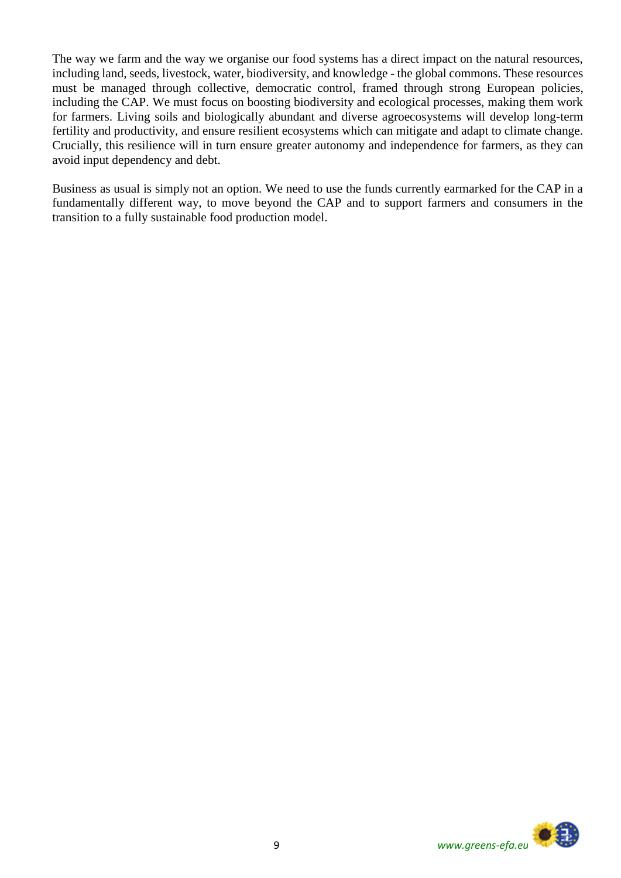The way we farm and the way we organise our food systems has a direct impact on the natural resources, including land, seeds, livestock, water, biodiversity, and knowledge - the global commons. These resources must be managed through collective, democratic control, framed through strong European policies, including the CAP. We must focus on boosting biodiversity and ecological processes, making them work for farmers. Living soils and biologically abundant and diverse agroecosystems will develop long-term fertility and productivity, and ensure resilient ecosystems which can mitigate and adapt to climate change. Crucially, this resilience will in turn ensure greater autonomy and independence for farmers, as they can avoid input dependency and debt.

Business as usual is simply not an option. We need to use the funds currently earmarked for the CAP in a fundamentally different way, to move beyond the CAP and to support farmers and consumers in the transition to a fully sustainable food production model.